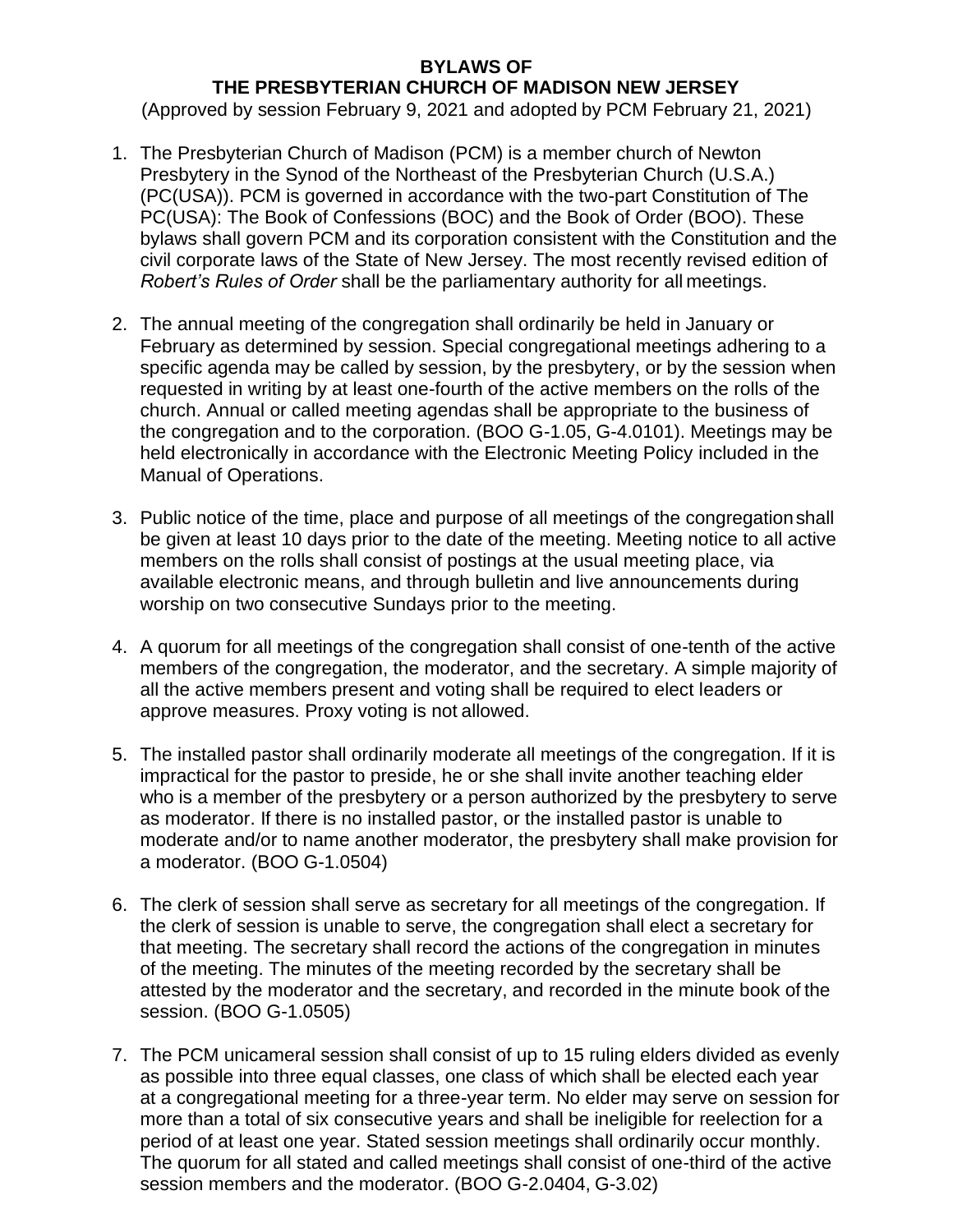# BYLAWS OF THE PRESBYTERIAN CHURCH OF MADISON NEW JERSEY

(Approved by session February 9, 2021 and adopted by PCM February 21, 2021)

1. The Presbyterian Church of Madison (PCM) is a member church of Newton Presbytery in the Synod of the Northeast of the Presbyterian Church (U.S.A.) (PC(USA)). PCM is governed in accordance with the two-part Constitution of The PC(USA): The Book of Confessions (BOC) and the Book of Order (BOO). These bylaws shall govern PCM and its corporation consistent with the Constitution and the civil corporate laws of the State of New Jersey. The most recently revised edition of *Robert's Rules of Order* shall be the parliamentary authority for all meetings.

2. The annual meeting of the congregation shall ordinarily be held in January or February as determined by session. Special congregational meetings adhering to a specific agenda may be called by session, by the presbytery, or by the session when requested in writing by at least one-fourth of the active members on the rolls of the church. Annual or called meeting agendas shall be appropriate to the business of the congregation and to the corporation. (BOO G-1.05, G-4.0101). Meetings may be held electronically in accordance with the Electronic Meeting Policy included in the Manual of Operations.

3. Public notice of the time, place and purpose of all meetings of the congregation shall be given at least 10 days prior to the date of the meeting. Meeting notice to all active members on the rolls shall consist of postings at the usual meeting place, via available electronic means, and through bulletin and live announcements during worship on two consecutive Sundays prior to the meeting.

4. A quorum for all meetings of the congregation shall consist of one-tenth of the active members of the congregation, the moderator, and the secretary. A simple majority of all the active members present and voting shall be required to elect leaders or approve measures. Proxy voting is not allowed.

5. The installed pastor shall ordinarily moderate all meetings of the congregation. If it is impractical for the pastor to preside, he or she shall invite another teaching elder who is a member of the presbytery or a person authorized by the presbytery to serve as moderator. If there is no installed pastor, or the installed pastor is unable to moderate and/or to name another moderator, the presbytery shall make provision for a moderator. (BOO G-1.0504)

6. The clerk of session shall serve as secretary for all meetings of the congregation. If the clerk of session is unable to serve, the congregation shall elect a secretary for that meeting. The secretary shall record the actions of the congregation in minutes of the meeting. The minutes of the meeting recorded by the secretary shall be attested by the moderator and the secretary, and recorded in the minute book of the session. (BOO G-1.0505)

7. The PCM unicameral session shall consist of up to 15 ruling elders divided as evenly as possible into three equal classes, one class of which shall be elected each year at a congregational meeting for a three-year term. No elder may serve on session for more than a total of six consecutive years and shall be ineligible for reelection for a period of at least one year. Stated session meetings shall ordinarily occur monthly. The quorum for all stated and called meetings shall consist of one-third of the active session members and the moderator. (BOO G-2.0404, G-3.02)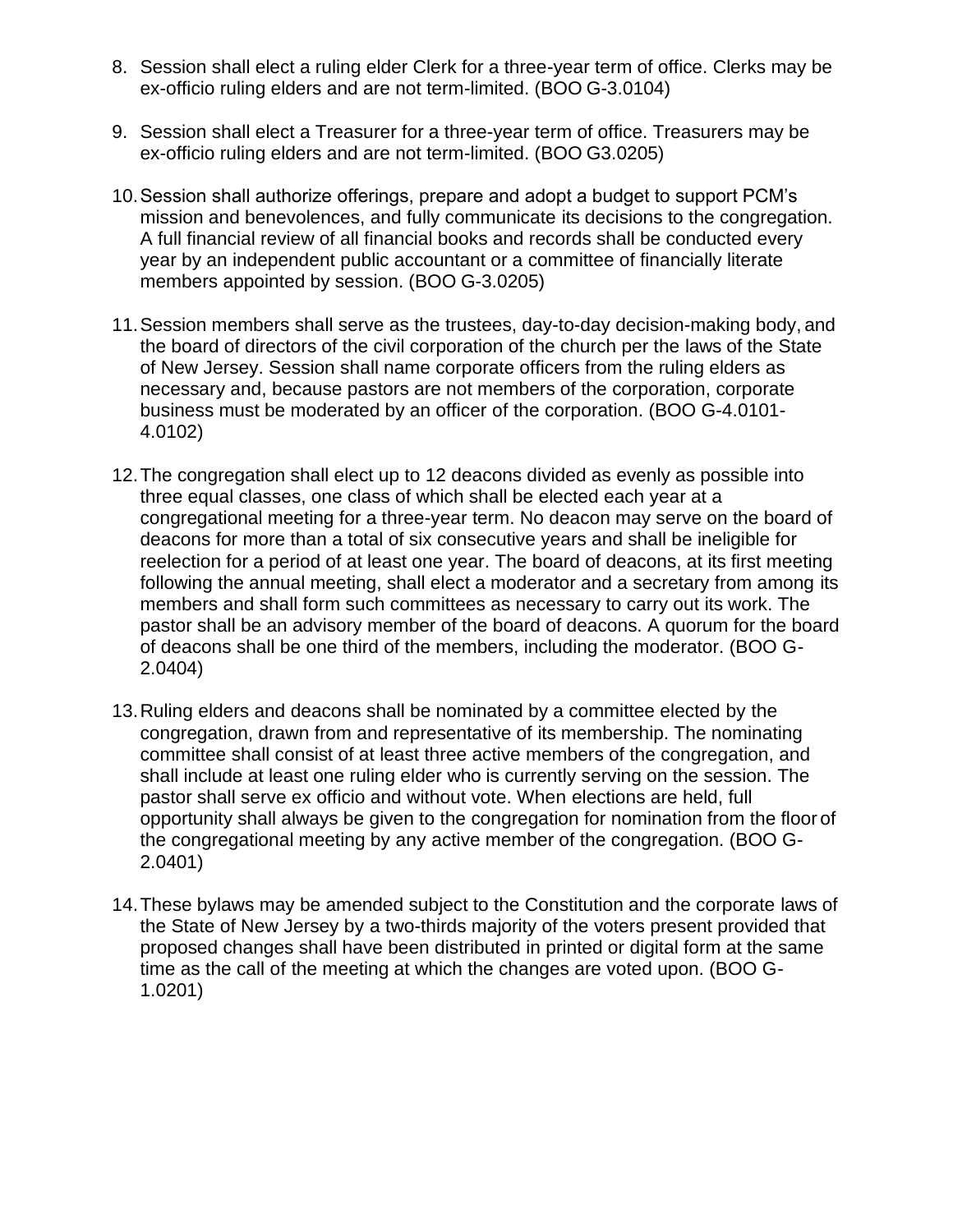8. Session shall elect a ruling elder Clerk for a three-year term of office. Clerks may be ex-officio ruling elders and are not term-limited. (BOO G-3.0104)

9. Session shall elect a Treasurer for a three-year term of office. Treasurers may be ex-officio ruling elders and are not term-limited. (BOO G3.0205)

10. Session shall authorize offerings, prepare and adopt a budget to support PCM's mission and benevolences, and fully communicate its decisions to the congregation. A full financial review of all financial books and records shall be conducted every year by an independent public accountant or a committee of financially literate members appointed by session. (BOO G-3.0205)

11. Session members shall serve as the trustees, day-to-day decision-making body, and the board of directors of the civil corporation of the church per the laws of the State of New Jersey. Session shall name corporate officers from the ruling elders as necessary and, because pastors are not members of the corporation, corporate business must be moderated by an officer of the corporation. (BOO G-4.0101-4.0102)

12. The congregation shall elect up to 12 deacons divided as evenly as possible into three equal classes, one class of which shall be elected each year at a congregational meeting for a three-year term. No deacon may serve on the board of deacons for more than a total of six consecutive years and shall be ineligible for reelection for a period of at least one year. The board of deacons, at its first meeting following the annual meeting, shall elect a moderator and a secretary from among its members and shall form such committees as necessary to carry out its work. The pastor shall be an advisory member of the board of deacons. A quorum for the board of deacons shall be one third of the members, including the moderator. (BOO G-2.0404)

13. Ruling elders and deacons shall be nominated by a committee elected by the congregation, drawn from and representative of its membership. The nominating committee shall consist of at least three active members of the congregation, and shall include at least one ruling elder who is currently serving on the session. The pastor shall serve ex officio and without vote. When elections are held, full opportunity shall always be given to the congregation for nomination from the floor of the congregational meeting by any active member of the congregation. (BOO G-2.0401)

14. These bylaws may be amended subject to the Constitution and the corporate laws of the State of New Jersey by a two-thirds majority of the voters present provided that proposed changes shall have been distributed in printed or digital form at the same time as the call of the meeting at which the changes are voted upon. (BOO G-1.0201)